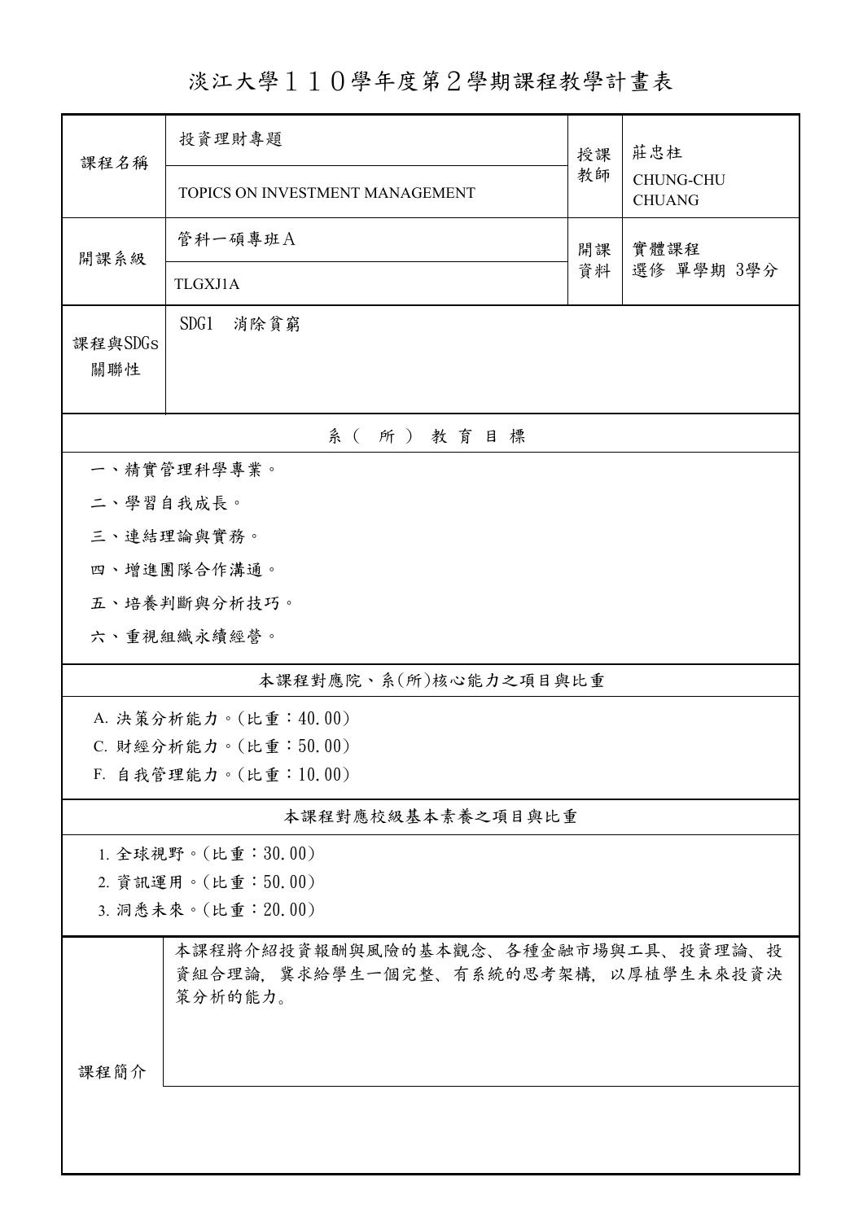# 淡江大學１１０學年度第２學期課程教學計畫表

| 課程名稱 | 投資理財專題<br>TOPICS ON INVESTMENT MANAGEMENT | 授課教師 | 莊忠柱<br>CHUNG-CHU CHUANG |
|---|---|---|---|
| 開課系級 | 管科一碩專班Ａ<br>TLGXJ1A | 開課資料 | 實體課程<br>選修 單學期 3學分 |
| 課程與SDGs關聯性 | SDG1　消除貧窮 | | |

## 系（所）教育目標

一、精實管理科學專業。

二、學習自我成長。

三、連結理論與實務。

四、增進團隊合作溝通。

五、培養判斷與分析技巧。

六、重視組織永續經營。

## 本課程對應院、系(所)核心能力之項目與比重

A. 決策分析能力。(比重：40.00)

C. 財經分析能力。(比重：50.00)

F. 自我管理能力。(比重：10.00)

## 本課程對應校級基本素養之項目與比重

1. 全球視野。(比重：30.00)
2. 資訊運用。(比重：50.00)
3. 洞悉未來。(比重：20.00)

## 課程簡介

本課程將介紹投資報酬與風險的基本觀念、各種金融市場與工具、投資理論、投資組合理論，冀求給學生一個完整、有系統的思考架構，以厚植學生未來投資決策分析的能力。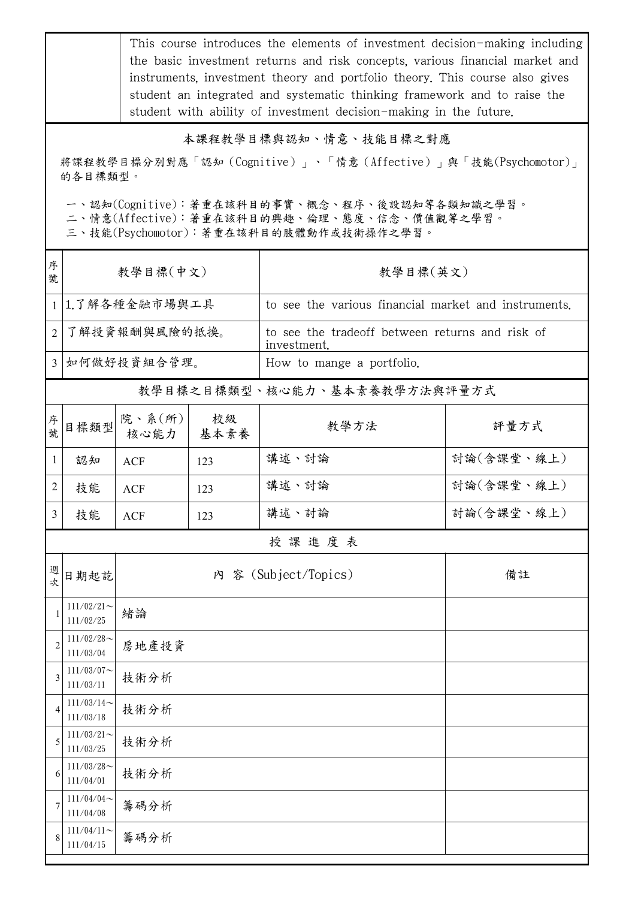| | This course introduces the elements of investment decision-making including the basic investment returns and risk concepts, various financial market and instruments, investment theory and portfolio theory. This course also gives student an integrated and systematic thinking framework and to raise the student with ability of investment decision-making in the future. |
|---|---|

## 本課程教學目標與認知、情意、技能目標之對應

將課程教學目標分別對應「認知（Cognitive）」、「情意（Affective）」與「技能(Psychomotor)」的各目標類型。

一、認知(Cognitive)：著重在該科目的事實、概念、程序、後設認知等各類知識之學習。
二、情意(Affective)：著重在該科目的興趣、倫理、態度、信念、價值觀等之學習。
三、技能(Psychomotor)：著重在該科目的肢體動作或技術操作之學習。

| 序號 | 教學目標(中文) | 教學目標(英文) |
|---|---|---|
| 1 | 1.了解各種金融市場與工具 | to see the various financial market and instruments. |
| 2 | 了解投資報酬與風險的抵換。 | to see the tradeoff between returns and risk of investment. |
| 3 | 如何做好投資組合管理。 | How to mange a portfolio. |

## 教學目標之目標類型、核心能力、基本素養教學方法與評量方式

| 序號 | 目標類型 | 院、系(所)核心能力 | 校級基本素養 | 教學方法 | 評量方式 |
|---|---|---|---|---|---|
| 1 | 認知 | ACF | 123 | 講述、討論 | 討論(含課堂、線上) |
| 2 | 技能 | ACF | 123 | 講述、討論 | 討論(含課堂、線上) |
| 3 | 技能 | ACF | 123 | 講述、討論 | 討論(含課堂、線上) |

## 授 課 進 度 表

| 週次 | 日期起訖 | 內 容 (Subject/Topics) | 備註 |
|---|---|---|---|
| 1 | 111/02/21～111/02/25 | 緒論 | |
| 2 | 111/02/28～111/03/04 | 房地產投資 | |
| 3 | 111/03/07～111/03/11 | 技術分析 | |
| 4 | 111/03/14～111/03/18 | 技術分析 | |
| 5 | 111/03/21～111/03/25 | 技術分析 | |
| 6 | 111/03/28～111/04/01 | 技術分析 | |
| 7 | 111/04/04～111/04/08 | 籌碼分析 | |
| 8 | 111/04/11～111/04/15 | 籌碼分析 | |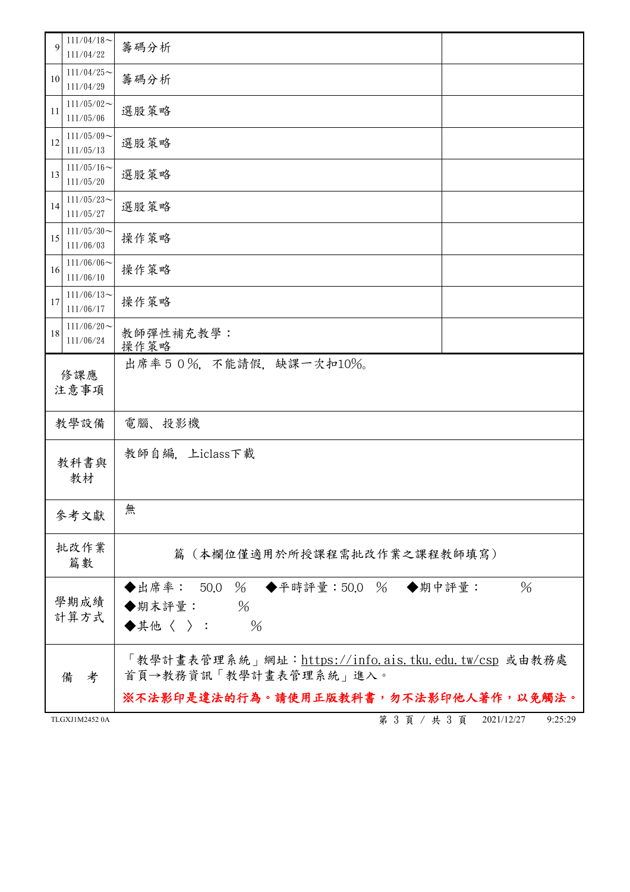| | | | |
|---|---|---|---|
| 9 | 111/04/18～111/04/22 | 籌碼分析 | |
| 10 | 111/04/25～111/04/29 | 籌碼分析 | |
| 11 | 111/05/02～111/05/06 | 選股策略 | |
| 12 | 111/05/09～111/05/13 | 選股策略 | |
| 13 | 111/05/16～111/05/20 | 選股策略 | |
| 14 | 111/05/23～111/05/27 | 選股策略 | |
| 15 | 111/05/30～111/06/03 | 操作策略 | |
| 16 | 111/06/06～111/06/10 | 操作策略 | |
| 17 | 111/06/13～111/06/17 | 操作策略 | |
| 18 | 111/06/20～111/06/24 | 教師彈性補充教學：操作策略 | |

| | |
|---|---|
| 修課應注意事項 | 出席率５０%，不能請假，缺課一次扣10%。 |
| 教學設備 | 電腦、投影機 |
| 教科書與教材 | 教師自編，上iclass下載 |
| 參考文獻 | 無 |
| 批改作業篇數 | 篇（本欄位僅適用於所授課程需批改作業之課程教師填寫） |
| 學期成績計算方式 | ◆出席率： 50.0 %　◆平時評量：50.0 %　◆期中評量：　%<br>◆期末評量：　%<br>◆其他〈〉：　% |
| 備　考 | 「教學計畫表管理系統」網址：https://info.ais.tku.edu.tw/csp 或由教務處首頁→教務資訊「教學計畫表管理系統」進入。<br>**※不法影印是違法的行為。請使用正版教科書，勿不法影印他人著作，以免觸法。** |

TLGXJ1M2452 0A　　2021/12/27　9:25:29